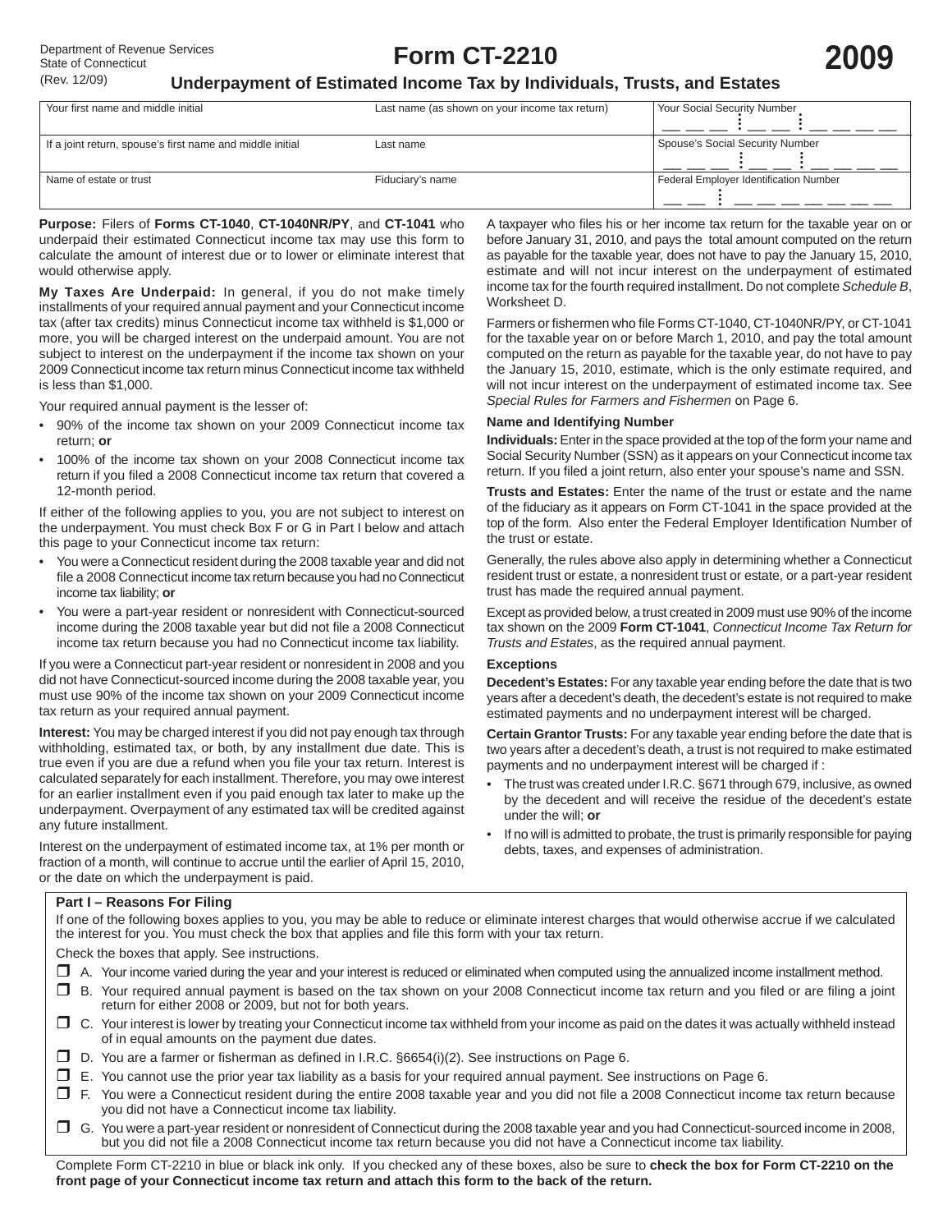Department of Revenue Services
State of Connecticut
(Rev. 12/09)

# Form CT-2210

# 2009

## Underpayment of Estimated Income Tax by Individuals, Trusts, and Estates

| Your first name and middle initial | Last name (as shown on your income tax return) | Your Social Security Number |
|---|---|---|
| If a joint return, spouse's first name and middle initial | Last name | Spouse's Social Security Number |
| Name of estate or trust | Fiduciary's name | Federal Employer Identification Number |

**Purpose:** Filers of **Forms CT-1040**, **CT-1040NR/PY**, and **CT-1041** who underpaid their estimated Connecticut income tax may use this form to calculate the amount of interest due or to lower or eliminate interest that would otherwise apply.

**My Taxes Are Underpaid:** In general, if you do not make timely installments of your required annual payment and your Connecticut income tax (after tax credits) minus Connecticut income tax withheld is $1,000 or more, you will be charged interest on the underpaid amount. You are not subject to interest on the underpayment if the income tax shown on your 2009 Connecticut income tax return minus Connecticut income tax withheld is less than $1,000.

Your required annual payment is the lesser of:

- 90% of the income tax shown on your 2009 Connecticut income tax return; **or**
- 100% of the income tax shown on your 2008 Connecticut income tax return if you filed a 2008 Connecticut income tax return that covered a 12-month period.

If either of the following applies to you, you are not subject to interest on the underpayment. You must check Box F or G in Part I below and attach this page to your Connecticut income tax return:

- You were a Connecticut resident during the 2008 taxable year and did not file a 2008 Connecticut income tax return because you had no Connecticut income tax liability; **or**
- You were a part-year resident or nonresident with Connecticut-sourced income during the 2008 taxable year but did not file a 2008 Connecticut income tax return because you had no Connecticut income tax liability.

If you were a Connecticut part-year resident or nonresident in 2008 and you did not have Connecticut-sourced income during the 2008 taxable year, you must use 90% of the income tax shown on your 2009 Connecticut income tax return as your required annual payment.

**Interest:** You may be charged interest if you did not pay enough tax through withholding, estimated tax, or both, by any installment due date. This is true even if you are due a refund when you file your tax return. Interest is calculated separately for each installment. Therefore, you may owe interest for an earlier installment even if you paid enough tax later to make up the underpayment. Overpayment of any estimated tax will be credited against any future installment.

Interest on the underpayment of estimated income tax, at 1% per month or fraction of a month, will continue to accrue until the earlier of April 15, 2010, or the date on which the underpayment is paid.

A taxpayer who files his or her income tax return for the taxable year on or before January 31, 2010, and pays the total amount computed on the return as payable for the taxable year, does not have to pay the January 15, 2010, estimate and will not incur interest on the underpayment of estimated income tax for the fourth required installment. Do not complete *Schedule B*, Worksheet D.

Farmers or fishermen who file Forms CT-1040, CT-1040NR/PY, or CT-1041 for the taxable year on or before March 1, 2010, and pay the total amount computed on the return as payable for the taxable year, do not have to pay the January 15, 2010, estimate, which is the only estimate required, and will not incur interest on the underpayment of estimated income tax. See *Special Rules for Farmers and Fishermen* on Page 6.

### Name and Identifying Number

**Individuals:** Enter in the space provided at the top of the form your name and Social Security Number (SSN) as it appears on your Connecticut income tax return. If you filed a joint return, also enter your spouse's name and SSN.

**Trusts and Estates:** Enter the name of the trust or estate and the name of the fiduciary as it appears on Form CT-1041 in the space provided at the top of the form. Also enter the Federal Employer Identification Number of the trust or estate.

Generally, the rules above also apply in determining whether a Connecticut resident trust or estate, a nonresident trust or estate, or a part-year resident trust has made the required annual payment.

Except as provided below, a trust created in 2009 must use 90% of the income tax shown on the 2009 **Form CT-1041**, *Connecticut Income Tax Return for Trusts and Estates*, as the required annual payment.

### Exceptions

**Decedent's Estates:** For any taxable year ending before the date that is two years after a decedent's death, the decedent's estate is not required to make estimated payments and no underpayment interest will be charged.

**Certain Grantor Trusts:** For any taxable year ending before the date that is two years after a decedent's death, a trust is not required to make estimated payments and no underpayment interest will be charged if :

- The trust was created under I.R.C. §671 through 679, inclusive, as owned by the decedent and will receive the residue of the decedent's estate under the will; **or**
- If no will is admitted to probate, the trust is primarily responsible for paying debts, taxes, and expenses of administration.

### Part I – Reasons For Filing

If one of the following boxes applies to you, you may be able to reduce or eliminate interest charges that would otherwise accrue if we calculated the interest for you. You must check the box that applies and file this form with your tax return.

Check the boxes that apply. See instructions.

- ☐ A. Your income varied during the year and your interest is reduced or eliminated when computed using the annualized income installment method.
- ☐ B. Your required annual payment is based on the tax shown on your 2008 Connecticut income tax return and you filed or are filing a joint return for either 2008 or 2009, but not for both years.
- ☐ C. Your interest is lower by treating your Connecticut income tax withheld from your income as paid on the dates it was actually withheld instead of in equal amounts on the payment due dates.
- ☐ D. You are a farmer or fisherman as defined in I.R.C. §6654(i)(2). See instructions on Page 6.
- ☐ E. You cannot use the prior year tax liability as a basis for your required annual payment. See instructions on Page 6.
- ☐ F. You were a Connecticut resident during the entire 2008 taxable year and you did not file a 2008 Connecticut income tax return because you did not have a Connecticut income tax liability.
- ☐ G. You were a part-year resident or nonresident of Connecticut during the 2008 taxable year and you had Connecticut-sourced income in 2008, but you did not file a 2008 Connecticut income tax return because you did not have a Connecticut income tax liability.

Complete Form CT-2210 in blue or black ink only. If you checked any of these boxes, also be sure to **check the box for Form CT-2210 on the front page of your Connecticut income tax return and attach this form to the back of the return.**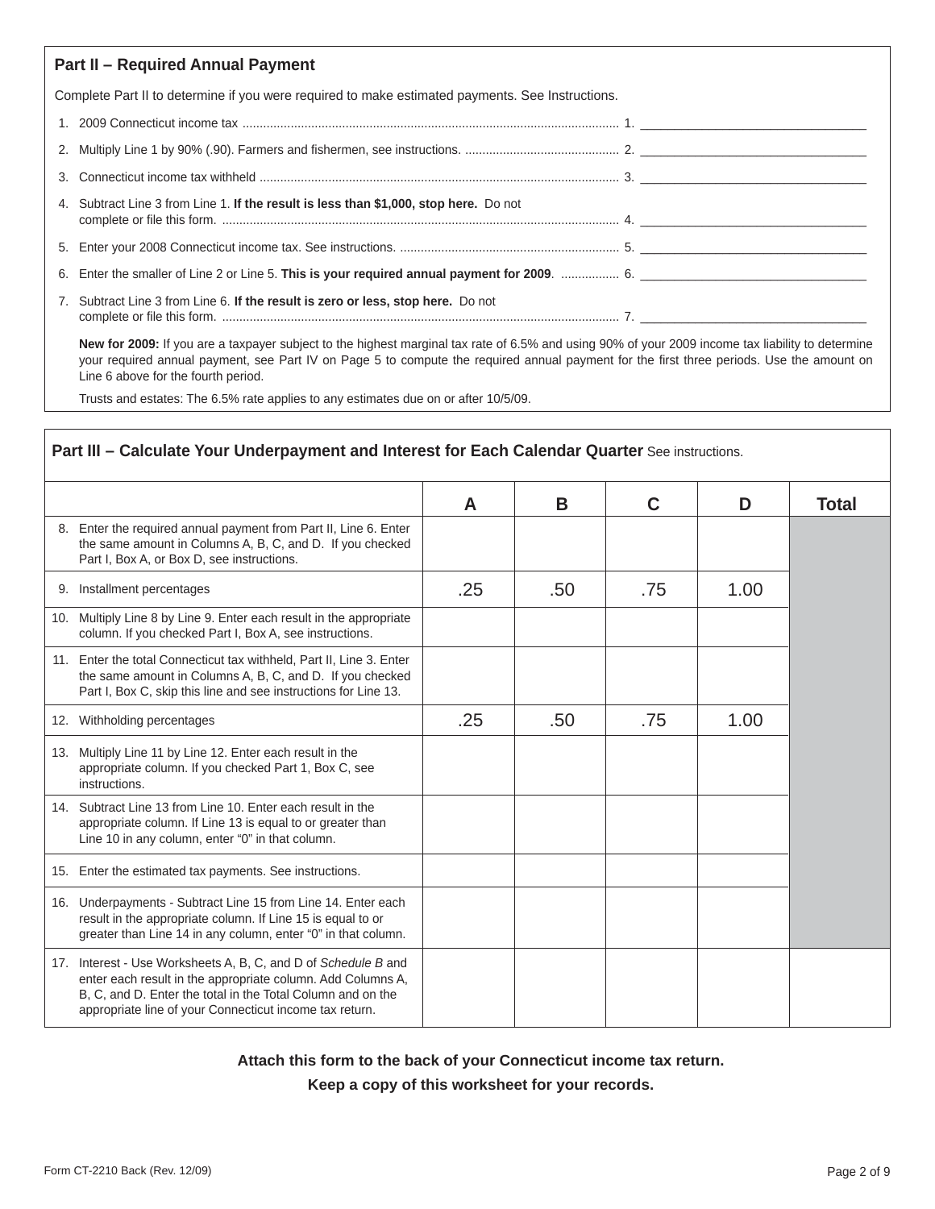## Part II – Required Annual Payment

Complete Part II to determine if you were required to make estimated payments. See Instructions.

1. 2009 Connecticut income tax ............................................................................................................ 1. ________________________________
2. Multiply Line 1 by 90% (.90). Farmers and fishermen, see instructions. ............................................ 2. ________________________________
3. Connecticut income tax withheld ........................................................................................................ 3. ________________________________
4. Subtract Line 3 from Line 1. **If the result is less than $1,000, stop here.** Do not complete or file this form. .................................................................................................................. 4. ________________________________
5. Enter your 2008 Connecticut income tax. See instructions. ............................................................... 5. ________________________________
6. Enter the smaller of Line 2 or Line 5. **This is your required annual payment for 2009**. ................ 6. ________________________________
7. Subtract Line 3 from Line 6. **If the result is zero or less, stop here.** Do not complete or file this form. .................................................................................................................. 7. ________________________________

**New for 2009:** If you are a taxpayer subject to the highest marginal tax rate of 6.5% and using 90% of your 2009 income tax liability to determine your required annual payment, see Part IV on Page 5 to compute the required annual payment for the first three periods. Use the amount on Line 6 above for the fourth period.

Trusts and estates: The 6.5% rate applies to any estimates due on or after 10/5/09.

## Part III – Calculate Your Underpayment and Interest for Each Calendar Quarter See instructions.

| | A | B | C | D | Total |
|---|---|---|---|---|---|
| 8. Enter the required annual payment from Part II, Line 6. Enter the same amount in Columns A, B, C, and D. If you checked Part I, Box A, or Box D, see instructions. | | | | | |
| 9. Installment percentages | .25 | .50 | .75 | 1.00 | |
| 10. Multiply Line 8 by Line 9. Enter each result in the appropriate column. If you checked Part I, Box A, see instructions. | | | | | |
| 11. Enter the total Connecticut tax withheld, Part II, Line 3. Enter the same amount in Columns A, B, C, and D. If you checked Part I, Box C, skip this line and see instructions for Line 13. | | | | | |
| 12. Withholding percentages | .25 | .50 | .75 | 1.00 | |
| 13. Multiply Line 11 by Line 12. Enter each result in the appropriate column. If you checked Part 1, Box C, see instructions. | | | | | |
| 14. Subtract Line 13 from Line 10. Enter each result in the appropriate column. If Line 13 is equal to or greater than Line 10 in any column, enter "0" in that column. | | | | | |
| 15. Enter the estimated tax payments. See instructions. | | | | | |
| 16. Underpayments - Subtract Line 15 from Line 14. Enter each result in the appropriate column. If Line 15 is equal to or greater than Line 14 in any column, enter "0" in that column. | | | | | |
| 17. Interest - Use Worksheets A, B, C, and D of *Schedule B* and enter each result in the appropriate column. Add Columns A, B, C, and D. Enter the total in the Total Column and on the appropriate line of your Connecticut income tax return. | | | | | |

**Attach this form to the back of your Connecticut income tax return.**

**Keep a copy of this worksheet for your records.**

Form CT-2210 Back (Rev. 12/09)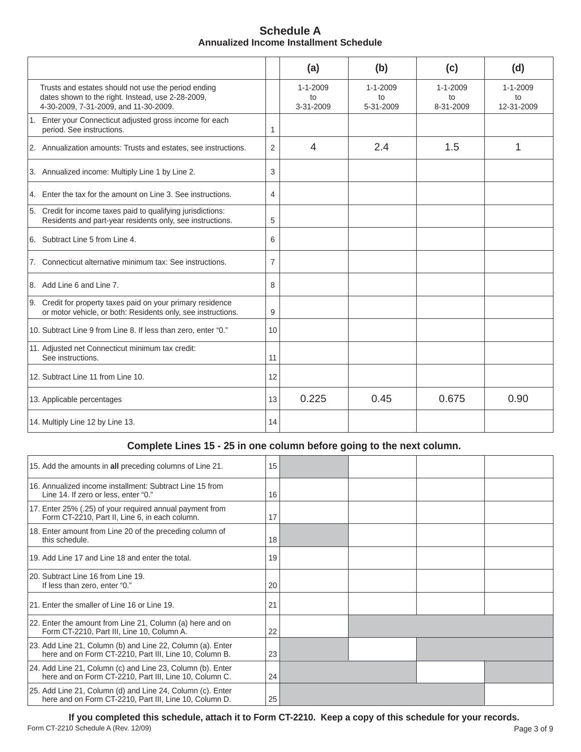# Schedule A
## Annualized Income Installment Schedule

| | | (a) | (b) | (c) | (d) |
|---|---|---|---|---|---|
| Trusts and estates should not use the period ending dates shown to the right. Instead, use 2-28-2009, 4-30-2009, 7-31-2009, and 11-30-2009. | | 1-1-2009 to 3-31-2009 | 1-1-2009 to 5-31-2009 | 1-1-2009 to 8-31-2009 | 1-1-2009 to 12-31-2009 |
| 1. Enter your Connecticut adjusted gross income for each period. See instructions. | 1 | | | | |
| 2. Annualization amounts: Trusts and estates, see instructions. | 2 | 4 | 2.4 | 1.5 | 1 |
| 3. Annualized income: Multiply Line 1 by Line 2. | 3 | | | | |
| 4. Enter the tax for the amount on Line 3. See instructions. | 4 | | | | |
| 5. Credit for income taxes paid to qualifying jurisdictions: Residents and part-year residents only, see instructions. | 5 | | | | |
| 6. Subtract Line 5 from Line 4. | 6 | | | | |
| 7. Connecticut alternative minimum tax: See instructions. | 7 | | | | |
| 8. Add Line 6 and Line 7. | 8 | | | | |
| 9. Credit for property taxes paid on your primary residence or motor vehicle, or both: Residents only, see instructions. | 9 | | | | |
| 10. Subtract Line 9 from Line 8. If less than zero, enter "0." | 10 | | | | |
| 11. Adjusted net Connecticut minimum tax credit: See instructions. | 11 | | | | |
| 12. Subtract Line 11 from Line 10. | 12 | | | | |
| 13. Applicable percentages | 13 | 0.225 | 0.45 | 0.675 | 0.90 |
| 14. Multiply Line 12 by Line 13. | 14 | | | | |

**Complete Lines 15 - 25 in one column before going to the next column.**

| | | (a) | (b) | (c) | (d) |
|---|---|---|---|---|---|
| 15. Add the amounts in **all** preceding columns of Line 21. | 15 | | | | |
| 16. Annualized income installment: Subtract Line 15 from Line 14. If zero or less, enter "0." | 16 | | | | |
| 17. Enter 25% (.25) of your required annual payment from Form CT-2210, Part II, Line 6, in each column. | 17 | | | | |
| 18. Enter amount from Line 20 of the preceding column of this schedule. | 18 | | | | |
| 19. Add Line 17 and Line 18 and enter the total. | 19 | | | | |
| 20. Subtract Line 16 from Line 19. If less than zero, enter "0." | 20 | | | | |
| 21. Enter the smaller of Line 16 or Line 19. | 21 | | | | |
| 22. Enter the amount from Line 21, Column (a) here and on Form CT-2210, Part III, Line 10, Column A. | 22 | | | | |
| 23. Add Line 21, Column (b) and Line 22, Column (a). Enter here and on Form CT-2210, Part III, Line 10, Column B. | 23 | | | | |
| 24. Add Line 21, Column (c) and Line 23, Column (b). Enter here and on Form CT-2210, Part III, Line 10, Column C. | 24 | | | | |
| 25. Add Line 21, Column (d) and Line 24, Column (c). Enter here and on Form CT-2210, Part III, Line 10, Column D. | 25 | | | | |

**If you completed this schedule, attach it to Form CT-2210. Keep a copy of this schedule for your records.**

Form CT-2210 Schedule A (Rev. 12/09)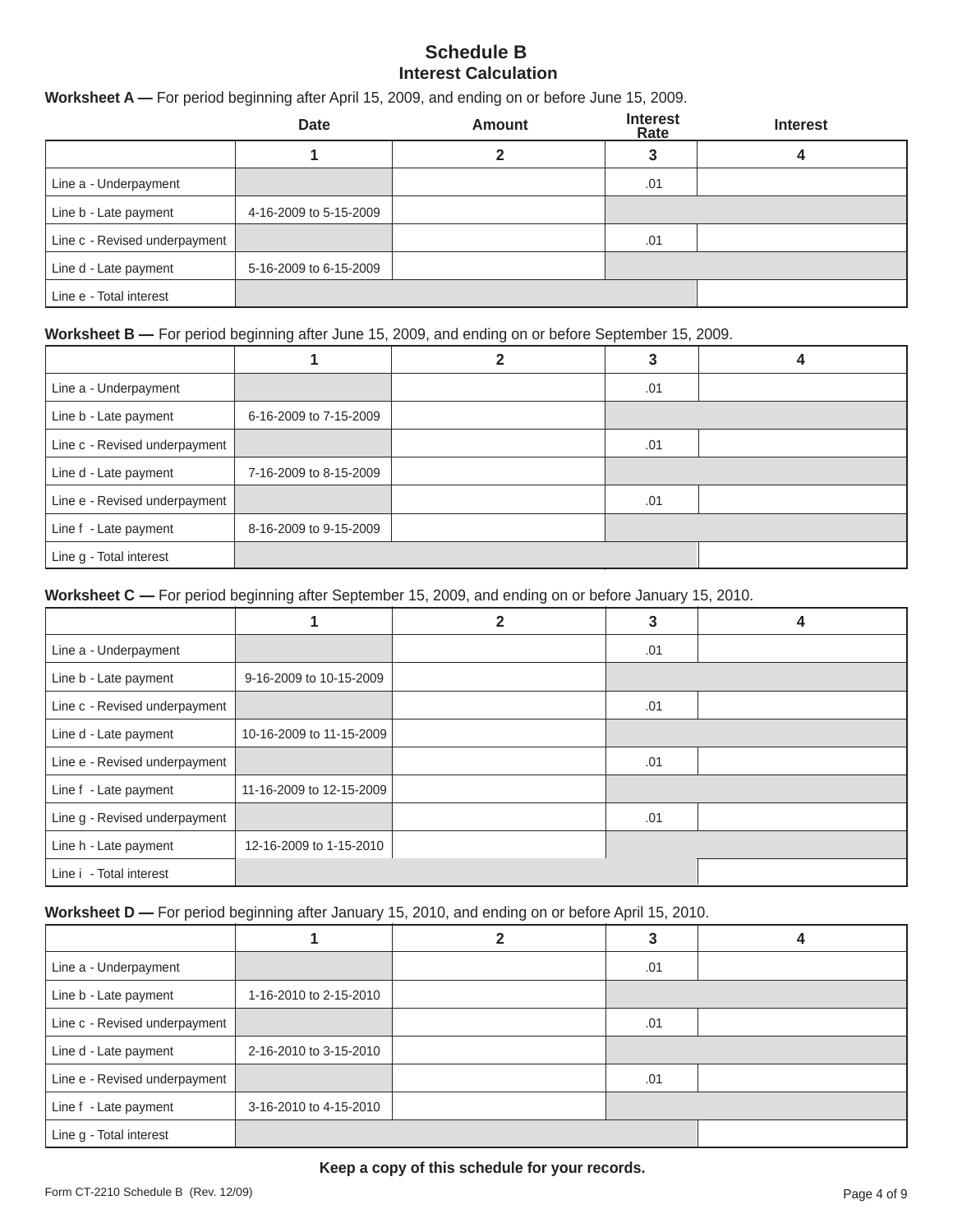# Schedule B
## Interest Calculation

**Worksheet A —** For period beginning after April 15, 2009, and ending on or before June 15, 2009.

| | Date | Amount | Interest Rate | Interest |
|---|---|---|---|---|
| | **1** | **2** | **3** | **4** |
| Line a - Underpayment | | | .01 | |
| Line b - Late payment | 4-16-2009 to 5-15-2009 | | | |
| Line c - Revised underpayment | | | .01 | |
| Line d - Late payment | 5-16-2009 to 6-15-2009 | | | |
| Line e - Total interest | | | | |

**Worksheet B —** For period beginning after June 15, 2009, and ending on or before September 15, 2009.

| | 1 | 2 | 3 | 4 |
|---|---|---|---|---|
| Line a - Underpayment | | | .01 | |
| Line b - Late payment | 6-16-2009 to 7-15-2009 | | | |
| Line c - Revised underpayment | | | .01 | |
| Line d - Late payment | 7-16-2009 to 8-15-2009 | | | |
| Line e - Revised underpayment | | | .01 | |
| Line f - Late payment | 8-16-2009 to 9-15-2009 | | | |
| Line g - Total interest | | | | |

**Worksheet C —** For period beginning after September 15, 2009, and ending on or before January 15, 2010.

| | 1 | 2 | 3 | 4 |
|---|---|---|---|---|
| Line a - Underpayment | | | .01 | |
| Line b - Late payment | 9-16-2009 to 10-15-2009 | | | |
| Line c - Revised underpayment | | | .01 | |
| Line d - Late payment | 10-16-2009 to 11-15-2009 | | | |
| Line e - Revised underpayment | | | .01 | |
| Line f - Late payment | 11-16-2009 to 12-15-2009 | | | |
| Line g - Revised underpayment | | | .01 | |
| Line h - Late payment | 12-16-2009 to 1-15-2010 | | | |
| Line i - Total interest | | | | |

**Worksheet D —** For period beginning after January 15, 2010, and ending on or before April 15, 2010.

| | 1 | 2 | 3 | 4 |
|---|---|---|---|---|
| Line a - Underpayment | | | .01 | |
| Line b - Late payment | 1-16-2010 to 2-15-2010 | | | |
| Line c - Revised underpayment | | | .01 | |
| Line d - Late payment | 2-16-2010 to 3-15-2010 | | | |
| Line e - Revised underpayment | | | .01 | |
| Line f - Late payment | 3-16-2010 to 4-15-2010 | | | |
| Line g - Total interest | | | | |

**Keep a copy of this schedule for your records.**

Form CT-2210 Schedule B (Rev. 12/09)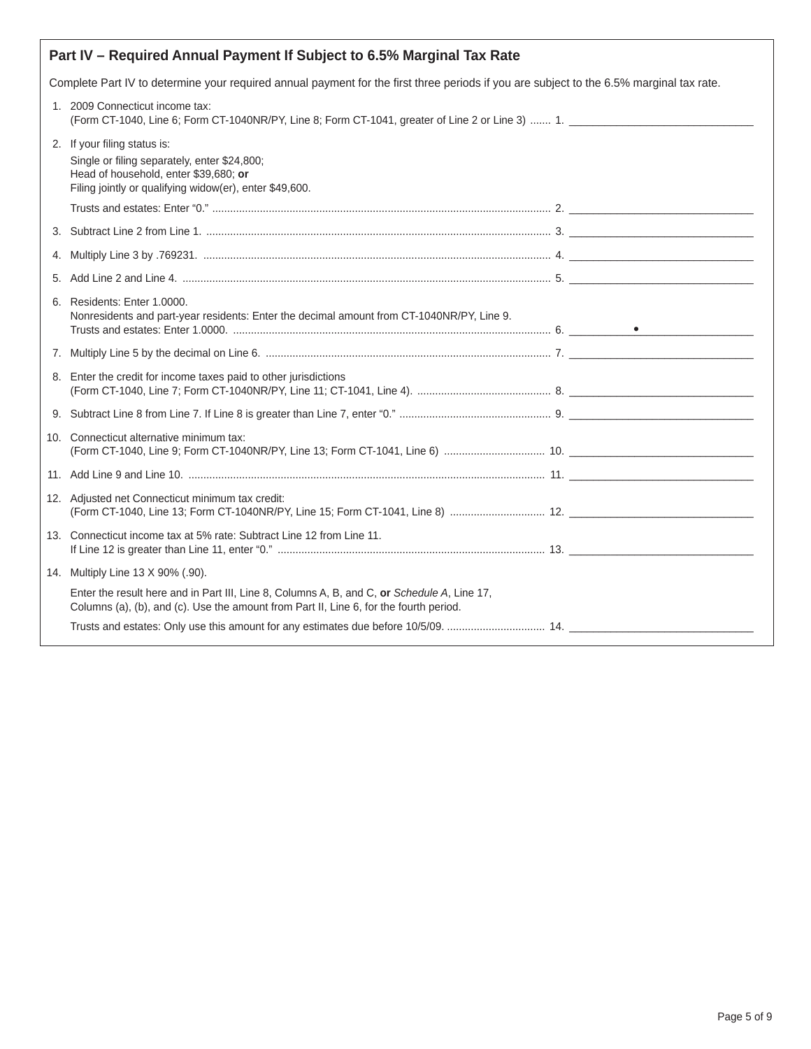## Part IV – Required Annual Payment If Subject to 6.5% Marginal Tax Rate

Complete Part IV to determine your required annual payment for the first three periods if you are subject to the 6.5% marginal tax rate.

1. 2009 Connecticut income tax:
   (Form CT-1040, Line 6; Form CT-1040NR/PY, Line 8; Form CT-1041, greater of Line 2 or Line 3) ....... 1. ______________________________

2. If your filing status is:

   Single or filing separately, enter $24,800;
   Head of household, enter $39,680; **or**
   Filing jointly or qualifying widow(er), enter $49,600.

   Trusts and estates: Enter "0." ........................................................................................................ 2. ______________________________

3. Subtract Line 2 from Line 1. ........................................................................................................ 3. ______________________________

4. Multiply Line 3 by .769231. ........................................................................................................ 4. ______________________________

5. Add Line 2 and Line 4. ........................................................................................................ 5. ______________________________

6. Residents: Enter 1.0000.
   Nonresidents and part-year residents: Enter the decimal amount from CT-1040NR/PY, Line 9.
   Trusts and estates: Enter 1.0000. ........................................................................................................ 6. __________ • __________

7. Multiply Line 5 by the decimal on Line 6. ........................................................................................................ 7. ______________________________

8. Enter the credit for income taxes paid to other jurisdictions
   (Form CT-1040, Line 7; Form CT-1040NR/PY, Line 11; CT-1041, Line 4). ............................................ 8. ______________________________

9. Subtract Line 8 from Line 7. If Line 8 is greater than Line 7, enter "0." .................................................. 9. ______________________________

10. Connecticut alternative minimum tax:
    (Form CT-1040, Line 9; Form CT-1040NR/PY, Line 13; Form CT-1041, Line 6) ................................. 10. ______________________________

11. Add Line 9 and Line 10. ........................................................................................................ 11. ______________________________

12. Adjusted net Connecticut minimum tax credit:
    (Form CT-1040, Line 13; Form CT-1040NR/PY, Line 15; Form CT-1041, Line 8) ................................ 12. ______________________________

13. Connecticut income tax at 5% rate: Subtract Line 12 from Line 11.
    If Line 12 is greater than Line 11, enter "0." ........................................................................................ 13. ______________________________

14. Multiply Line 13 X 90% (.90).

    Enter the result here and in Part III, Line 8, Columns A, B, and C, **or** *Schedule A*, Line 17,
    Columns (a), (b), and (c). Use the amount from Part II, Line 6, for the fourth period.

    Trusts and estates: Only use this amount for any estimates due before 10/5/09. ................................ 14. ______________________________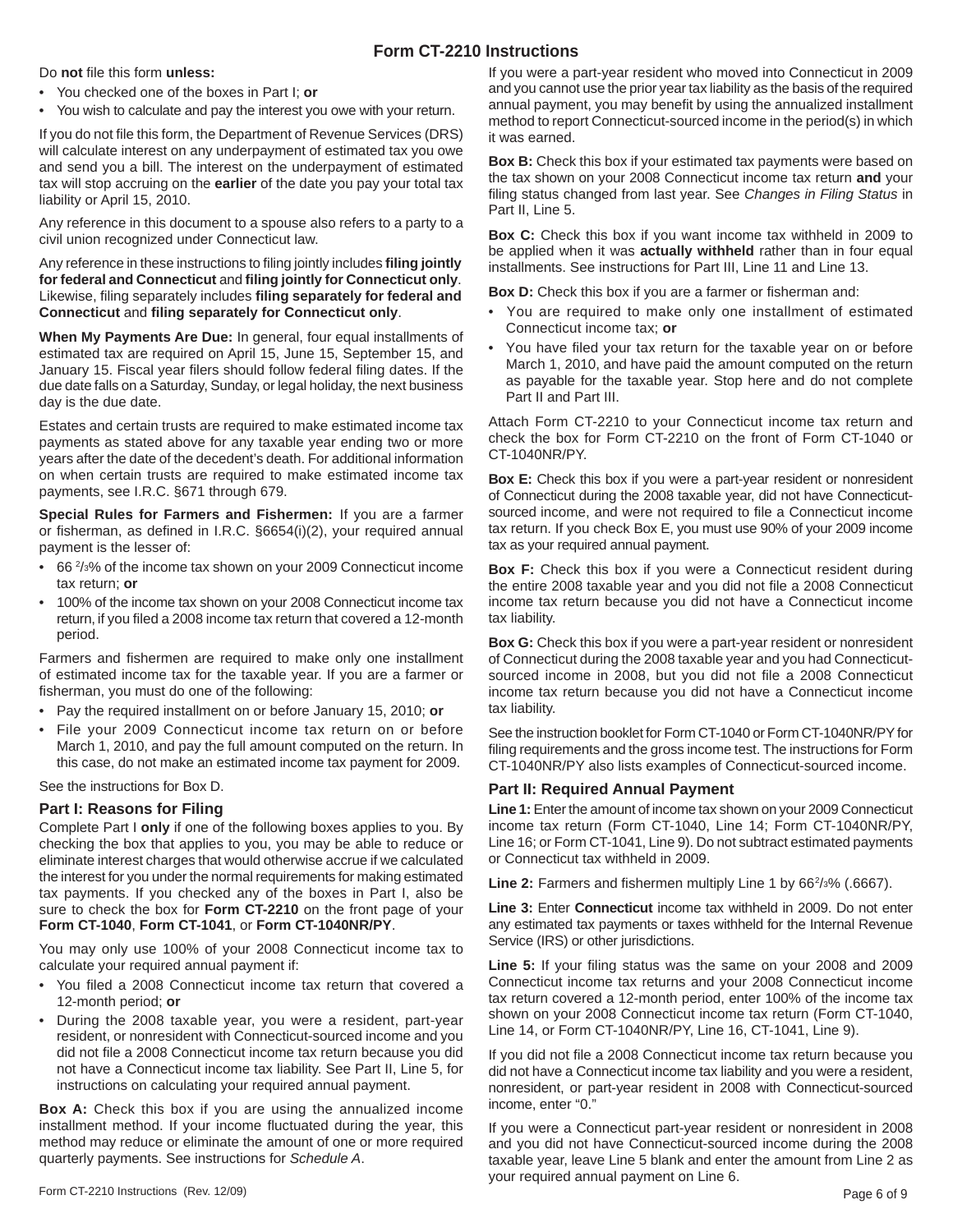# Form CT-2210 Instructions

Do **not** file this form **unless:**

- You checked one of the boxes in Part I; **or**
- You wish to calculate and pay the interest you owe with your return.

If you do not file this form, the Department of Revenue Services (DRS) will calculate interest on any underpayment of estimated tax you owe and send you a bill. The interest on the underpayment of estimated tax will stop accruing on the **earlier** of the date you pay your total tax liability or April 15, 2010.

Any reference in this document to a spouse also refers to a party to a civil union recognized under Connecticut law.

Any reference in these instructions to filing jointly includes **filing jointly for federal and Connecticut** and **filing jointly for Connecticut only**. Likewise, filing separately includes **filing separately for federal and Connecticut** and **filing separately for Connecticut only**.

**When My Payments Are Due:** In general, four equal installments of estimated tax are required on April 15, June 15, September 15, and January 15. Fiscal year filers should follow federal filing dates. If the due date falls on a Saturday, Sunday, or legal holiday, the next business day is the due date.

Estates and certain trusts are required to make estimated income tax payments as stated above for any taxable year ending two or more years after the date of the decedent's death. For additional information on when certain trusts are required to make estimated income tax payments, see I.R.C. §671 through 679.

**Special Rules for Farmers and Fishermen:** If you are a farmer or fisherman, as defined in I.R.C. §6654(i)(2), your required annual payment is the lesser of:

- 66 $^{2}/_{3}$% of the income tax shown on your 2009 Connecticut income tax return; **or**
- 100% of the income tax shown on your 2008 Connecticut income tax return, if you filed a 2008 income tax return that covered a 12-month period.

Farmers and fishermen are required to make only one installment of estimated income tax for the taxable year. If you are a farmer or fisherman, you must do one of the following:

- Pay the required installment on or before January 15, 2010; **or**
- File your 2009 Connecticut income tax return on or before March 1, 2010, and pay the full amount computed on the return. In this case, do not make an estimated income tax payment for 2009.

See the instructions for Box D.

## Part I: Reasons for Filing

Complete Part I **only** if one of the following boxes applies to you. By checking the box that applies to you, you may be able to reduce or eliminate interest charges that would otherwise accrue if we calculated the interest for you under the normal requirements for making estimated tax payments. If you checked any of the boxes in Part I, also be sure to check the box for **Form CT-2210** on the front page of your **Form CT-1040**, **Form CT-1041**, or **Form CT-1040NR/PY**.

You may only use 100% of your 2008 Connecticut income tax to calculate your required annual payment if:

- You filed a 2008 Connecticut income tax return that covered a 12-month period; **or**
- During the 2008 taxable year, you were a resident, part-year resident, or nonresident with Connecticut-sourced income and you did not file a 2008 Connecticut income tax return because you did not have a Connecticut income tax liability. See Part II, Line 5, for instructions on calculating your required annual payment.

**Box A:** Check this box if you are using the annualized income installment method. If your income fluctuated during the year, this method may reduce or eliminate the amount of one or more required quarterly payments. See instructions for *Schedule A*.

If you were a part-year resident who moved into Connecticut in 2009 and you cannot use the prior year tax liability as the basis of the required annual payment, you may benefit by using the annualized installment method to report Connecticut-sourced income in the period(s) in which it was earned.

**Box B:** Check this box if your estimated tax payments were based on the tax shown on your 2008 Connecticut income tax return **and** your filing status changed from last year. See *Changes in Filing Status* in Part II, Line 5.

**Box C:** Check this box if you want income tax withheld in 2009 to be applied when it was **actually withheld** rather than in four equal installments. See instructions for Part III, Line 11 and Line 13.

**Box D:** Check this box if you are a farmer or fisherman and:

- You are required to make only one installment of estimated Connecticut income tax; **or**
- You have filed your tax return for the taxable year on or before March 1, 2010, and have paid the amount computed on the return as payable for the taxable year. Stop here and do not complete Part II and Part III.

Attach Form CT-2210 to your Connecticut income tax return and check the box for Form CT-2210 on the front of Form CT-1040 or CT-1040NR/PY.

**Box E:** Check this box if you were a part-year resident or nonresident of Connecticut during the 2008 taxable year, did not have Connecticut-sourced income, and were not required to file a Connecticut income tax return. If you check Box E, you must use 90% of your 2009 income tax as your required annual payment.

**Box F:** Check this box if you were a Connecticut resident during the entire 2008 taxable year and you did not file a 2008 Connecticut income tax return because you did not have a Connecticut income tax liability.

**Box G:** Check this box if you were a part-year resident or nonresident of Connecticut during the 2008 taxable year and you had Connecticut-sourced income in 2008, but you did not file a 2008 Connecticut income tax return because you did not have a Connecticut income tax liability.

See the instruction booklet for Form CT-1040 or Form CT-1040NR/PY for filing requirements and the gross income test. The instructions for Form CT-1040NR/PY also lists examples of Connecticut-sourced income.

## Part II: Required Annual Payment

**Line 1:** Enter the amount of income tax shown on your 2009 Connecticut income tax return (Form CT-1040, Line 14; Form CT-1040NR/PY, Line 16; or Form CT-1041, Line 9). Do not subtract estimated payments or Connecticut tax withheld in 2009.

**Line 2:** Farmers and fishermen multiply Line 1 by 66$^{2}/_{3}$% (.6667).

**Line 3:** Enter **Connecticut** income tax withheld in 2009. Do not enter any estimated tax payments or taxes withheld for the Internal Revenue Service (IRS) or other jurisdictions.

**Line 5:** If your filing status was the same on your 2008 and 2009 Connecticut income tax returns and your 2008 Connecticut income tax return covered a 12-month period, enter 100% of the income tax shown on your 2008 Connecticut income tax return (Form CT-1040, Line 14, or Form CT-1040NR/PY, Line 16, CT-1041, Line 9).

If you did not file a 2008 Connecticut income tax return because you did not have a Connecticut income tax liability and you were a resident, nonresident, or part-year resident in 2008 with Connecticut-sourced income, enter "0."

If you were a Connecticut part-year resident or nonresident in 2008 and you did not have Connecticut-sourced income during the 2008 taxable year, leave Line 5 blank and enter the amount from Line 2 as your required annual payment on Line 6.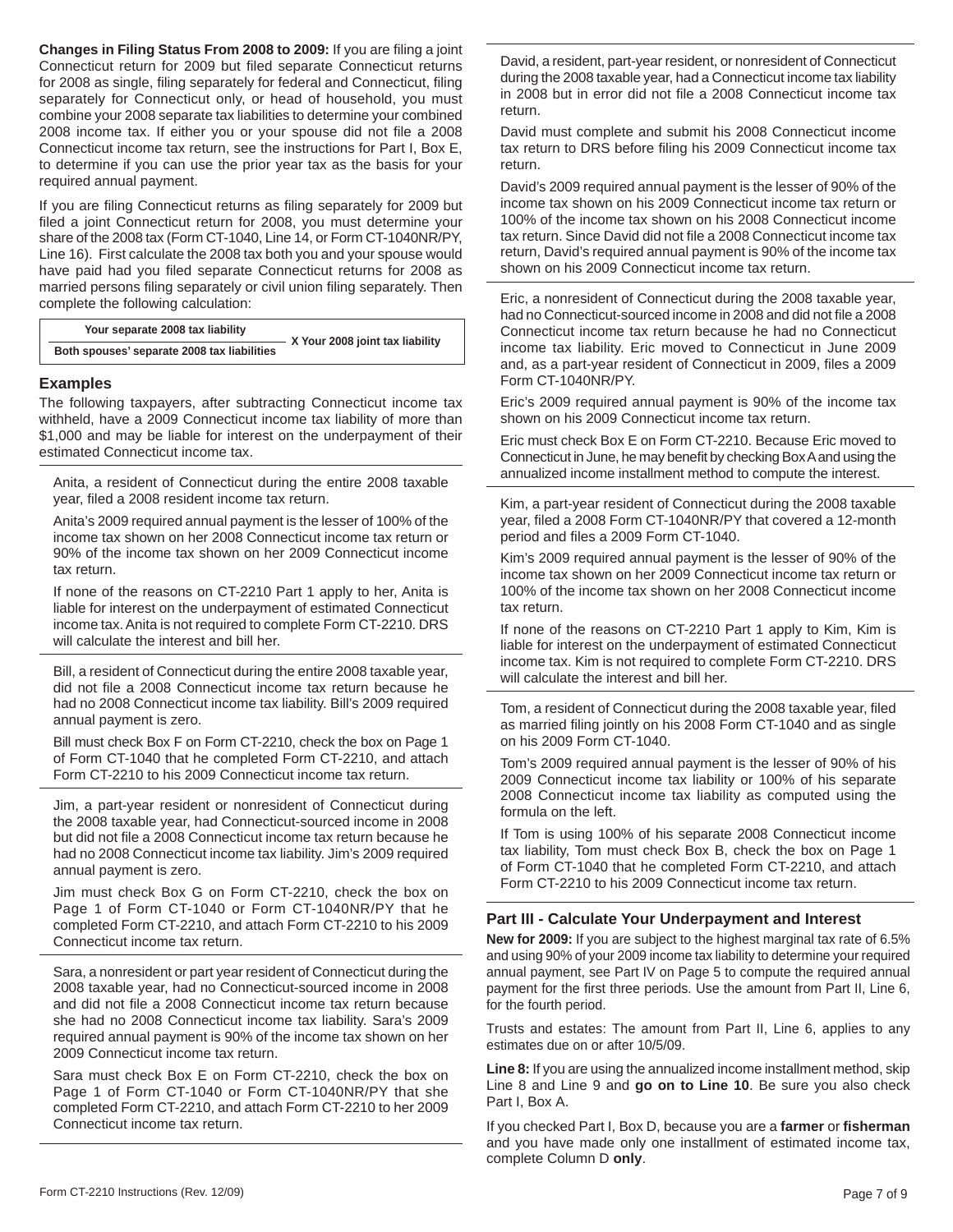**Changes in Filing Status From 2008 to 2009:** If you are filing a joint Connecticut return for 2009 but filed separate Connecticut returns for 2008 as single, filing separately for federal and Connecticut, filing separately for Connecticut only, or head of household, you must combine your 2008 separate tax liabilities to determine your combined 2008 income tax. If either you or your spouse did not file a 2008 Connecticut income tax return, see the instructions for Part I, Box E, to determine if you can use the prior year tax as the basis for your required annual payment.

If you are filing Connecticut returns as filing separately for 2009 but filed a joint Connecticut return for 2008, you must determine your share of the 2008 tax (Form CT-1040, Line 14, or Form CT-1040NR/PY, Line 16). First calculate the 2008 tax both you and your spouse would have paid had you filed separate Connecticut returns for 2008 as married persons filing separately or civil union filing separately. Then complete the following calculation:

$$\frac{\text{Your separate 2008 tax liability}}{\text{Both spouses' separate 2008 tax liabilities}} \times \text{Your 2008 joint tax liability}$$

## Examples

The following taxpayers, after subtracting Connecticut income tax withheld, have a 2009 Connecticut income tax liability of more than $1,000 and may be liable for interest on the underpayment of their estimated Connecticut income tax.

Anita, a resident of Connecticut during the entire 2008 taxable year, filed a 2008 resident income tax return.

Anita's 2009 required annual payment is the lesser of 100% of the income tax shown on her 2008 Connecticut income tax return or 90% of the income tax shown on her 2009 Connecticut income tax return.

If none of the reasons on CT-2210 Part 1 apply to her, Anita is liable for interest on the underpayment of estimated Connecticut income tax. Anita is not required to complete Form CT-2210. DRS will calculate the interest and bill her.

Bill, a resident of Connecticut during the entire 2008 taxable year, did not file a 2008 Connecticut income tax return because he had no 2008 Connecticut income tax liability. Bill's 2009 required annual payment is zero.

Bill must check Box F on Form CT-2210, check the box on Page 1 of Form CT-1040 that he completed Form CT-2210, and attach Form CT-2210 to his 2009 Connecticut income tax return.

Jim, a part-year resident or nonresident of Connecticut during the 2008 taxable year, had Connecticut-sourced income in 2008 but did not file a 2008 Connecticut income tax return because he had no 2008 Connecticut income tax liability. Jim's 2009 required annual payment is zero.

Jim must check Box G on Form CT-2210, check the box on Page 1 of Form CT-1040 or Form CT-1040NR/PY that he completed Form CT-2210, and attach Form CT-2210 to his 2009 Connecticut income tax return.

Sara, a nonresident or part year resident of Connecticut during the 2008 taxable year, had no Connecticut-sourced income in 2008 and did not file a 2008 Connecticut income tax return because she had no 2008 Connecticut income tax liability. Sara's 2009 required annual payment is 90% of the income tax shown on her 2009 Connecticut income tax return.

Sara must check Box E on Form CT-2210, check the box on Page 1 of Form CT-1040 or Form CT-1040NR/PY that she completed Form CT-2210, and attach Form CT-2210 to her 2009 Connecticut income tax return.

David, a resident, part-year resident, or nonresident of Connecticut during the 2008 taxable year, had a Connecticut income tax liability in 2008 but in error did not file a 2008 Connecticut income tax return.

David must complete and submit his 2008 Connecticut income tax return to DRS before filing his 2009 Connecticut income tax return.

David's 2009 required annual payment is the lesser of 90% of the income tax shown on his 2009 Connecticut income tax return or 100% of the income tax shown on his 2008 Connecticut income tax return. Since David did not file a 2008 Connecticut income tax return, David's required annual payment is 90% of the income tax shown on his 2009 Connecticut income tax return.

Eric, a nonresident of Connecticut during the 2008 taxable year, had no Connecticut-sourced income in 2008 and did not file a 2008 Connecticut income tax return because he had no Connecticut income tax liability. Eric moved to Connecticut in June 2009 and, as a part-year resident of Connecticut in 2009, files a 2009 Form CT-1040NR/PY.

Eric's 2009 required annual payment is 90% of the income tax shown on his 2009 Connecticut income tax return.

Eric must check Box E on Form CT-2210. Because Eric moved to Connecticut in June, he may benefit by checking Box A and using the annualized income installment method to compute the interest.

Kim, a part-year resident of Connecticut during the 2008 taxable year, filed a 2008 Form CT-1040NR/PY that covered a 12-month period and files a 2009 Form CT-1040.

Kim's 2009 required annual payment is the lesser of 90% of the income tax shown on her 2009 Connecticut income tax return or 100% of the income tax shown on her 2008 Connecticut income tax return.

If none of the reasons on CT-2210 Part 1 apply to Kim, Kim is liable for interest on the underpayment of estimated Connecticut income tax. Kim is not required to complete Form CT-2210. DRS will calculate the interest and bill her.

Tom, a resident of Connecticut during the 2008 taxable year, filed as married filing jointly on his 2008 Form CT-1040 and as single on his 2009 Form CT-1040.

Tom's 2009 required annual payment is the lesser of 90% of his 2009 Connecticut income tax liability or 100% of his separate 2008 Connecticut income tax liability as computed using the formula on the left.

If Tom is using 100% of his separate 2008 Connecticut income tax liability, Tom must check Box B, check the box on Page 1 of Form CT-1040 that he completed Form CT-2210, and attach Form CT-2210 to his 2009 Connecticut income tax return.

### Part III - Calculate Your Underpayment and Interest

**New for 2009:** If you are subject to the highest marginal tax rate of 6.5% and using 90% of your 2009 income tax liability to determine your required annual payment, see Part IV on Page 5 to compute the required annual payment for the first three periods. Use the amount from Part II, Line 6, for the fourth period.

Trusts and estates: The amount from Part II, Line 6, applies to any estimates due on or after 10/5/09.

**Line 8:** If you are using the annualized income installment method, skip Line 8 and Line 9 and **go on to Line 10**. Be sure you also check Part I, Box A.

If you checked Part I, Box D, because you are a **farmer** or **fisherman** and you have made only one installment of estimated income tax, complete Column D **only**.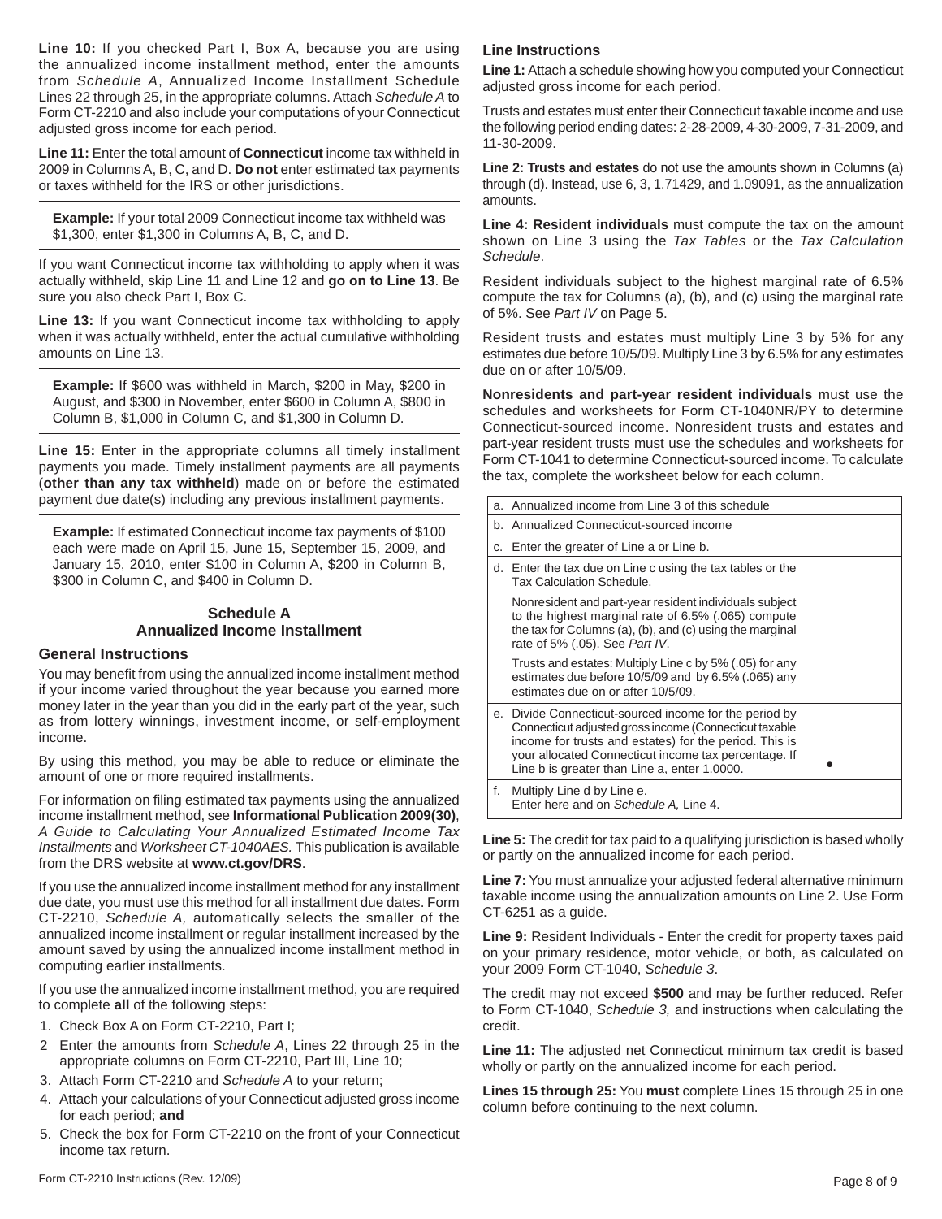**Line 10:** If you checked Part I, Box A, because you are using the annualized income installment method, enter the amounts from *Schedule A*, Annualized Income Installment Schedule Lines 22 through 25, in the appropriate columns. Attach *Schedule A* to Form CT-2210 and also include your computations of your Connecticut adjusted gross income for each period.

**Line 11:** Enter the total amount of **Connecticut** income tax withheld in 2009 in Columns A, B, C, and D. **Do not** enter estimated tax payments or taxes withheld for the IRS or other jurisdictions.

**Example:** If your total 2009 Connecticut income tax withheld was $1,300, enter $1,300 in Columns A, B, C, and D.

If you want Connecticut income tax withholding to apply when it was actually withheld, skip Line 11 and Line 12 and **go on to Line 13**. Be sure you also check Part I, Box C.

**Line 13:** If you want Connecticut income tax withholding to apply when it was actually withheld, enter the actual cumulative withholding amounts on Line 13.

**Example:** If $600 was withheld in March, $200 in May, $200 in August, and $300 in November, enter $600 in Column A, $800 in Column B, $1,000 in Column C, and $1,300 in Column D.

**Line 15:** Enter in the appropriate columns all timely installment payments you made. Timely installment payments are all payments (**other than any tax withheld**) made on or before the estimated payment due date(s) including any previous installment payments.

**Example:** If estimated Connecticut income tax payments of $100 each were made on April 15, June 15, September 15, 2009, and January 15, 2010, enter $100 in Column A, $200 in Column B, $300 in Column C, and $400 in Column D.

## Schedule A
## Annualized Income Installment

### General Instructions

You may benefit from using the annualized income installment method if your income varied throughout the year because you earned more money later in the year than you did in the early part of the year, such as from lottery winnings, investment income, or self-employment income.

By using this method, you may be able to reduce or eliminate the amount of one or more required installments.

For information on filing estimated tax payments using the annualized income installment method, see **Informational Publication 2009(30)**, *A Guide to Calculating Your Annualized Estimated Income Tax Installments* and *Worksheet CT-1040AES.* This publication is available from the DRS website at **www.ct.gov/DRS**.

If you use the annualized income installment method for any installment due date, you must use this method for all installment due dates. Form CT-2210, *Schedule A,* automatically selects the smaller of the annualized income installment or regular installment increased by the amount saved by using the annualized income installment method in computing earlier installments.

If you use the annualized income installment method, you are required to complete **all** of the following steps:

1. Check Box A on Form CT-2210, Part I;
2. Enter the amounts from *Schedule A*, Lines 22 through 25 in the appropriate columns on Form CT-2210, Part III, Line 10;
3. Attach Form CT-2210 and *Schedule A* to your return;
4. Attach your calculations of your Connecticut adjusted gross income for each period; **and**
5. Check the box for Form CT-2210 on the front of your Connecticut income tax return.

### Line Instructions

**Line 1:** Attach a schedule showing how you computed your Connecticut adjusted gross income for each period.

Trusts and estates must enter their Connecticut taxable income and use the following period ending dates: 2-28-2009, 4-30-2009, 7-31-2009, and 11-30-2009.

**Line 2: Trusts and estates** do not use the amounts shown in Columns (a) through (d). Instead, use 6, 3, 1.71429, and 1.09091, as the annualization amounts.

**Line 4: Resident individuals** must compute the tax on the amount shown on Line 3 using the *Tax Tables* or the *Tax Calculation Schedule*.

Resident individuals subject to the highest marginal rate of 6.5% compute the tax for Columns (a), (b), and (c) using the marginal rate of 5%. See *Part IV* on Page 5.

Resident trusts and estates must multiply Line 3 by 5% for any estimates due before 10/5/09. Multiply Line 3 by 6.5% for any estimates due on or after 10/5/09.

**Nonresidents and part-year resident individuals** must use the schedules and worksheets for Form CT-1040NR/PY to determine Connecticut-sourced income. Nonresident trusts and estates and part-year resident trusts must use the schedules and worksheets for Form CT-1041 to determine Connecticut-sourced income. To calculate the tax, complete the worksheet below for each column.

| | | |
|---|---|---|
| a. | Annualized income from Line 3 of this schedule | |
| b. | Annualized Connecticut-sourced income | |
| c. | Enter the greater of Line a or Line b. | |
| d. | Enter the tax due on Line c using the tax tables or the Tax Calculation Schedule.<br><br>Nonresident and part-year resident individuals subject to the highest marginal rate of 6.5% (.065) compute the tax for Columns (a), (b), and (c) using the marginal rate of 5% (.05). See *Part IV*.<br><br>Trusts and estates: Multiply Line c by 5% (.05) for any estimates due before 10/5/09 and by 6.5% (.065) any estimates due on or after 10/5/09. | |
| e. | Divide Connecticut-sourced income for the period by Connecticut adjusted gross income (Connecticut taxable income for trusts and estates) for the period. This is your allocated Connecticut income tax percentage. If Line b is greater than Line a, enter 1.0000. | • |
| f. | Multiply Line d by Line e.<br>Enter here and on *Schedule A,* Line 4. | |

**Line 5:** The credit for tax paid to a qualifying jurisdiction is based wholly or partly on the annualized income for each period.

**Line 7:** You must annualize your adjusted federal alternative minimum taxable income using the annualization amounts on Line 2. Use Form CT-6251 as a guide.

**Line 9:** Resident Individuals - Enter the credit for property taxes paid on your primary residence, motor vehicle, or both, as calculated on your 2009 Form CT-1040, *Schedule 3*.

The credit may not exceed **$500** and may be further reduced. Refer to Form CT-1040, *Schedule 3,* and instructions when calculating the credit.

**Line 11:** The adjusted net Connecticut minimum tax credit is based wholly or partly on the annualized income for each period.

**Lines 15 through 25:** You **must** complete Lines 15 through 25 in one column before continuing to the next column.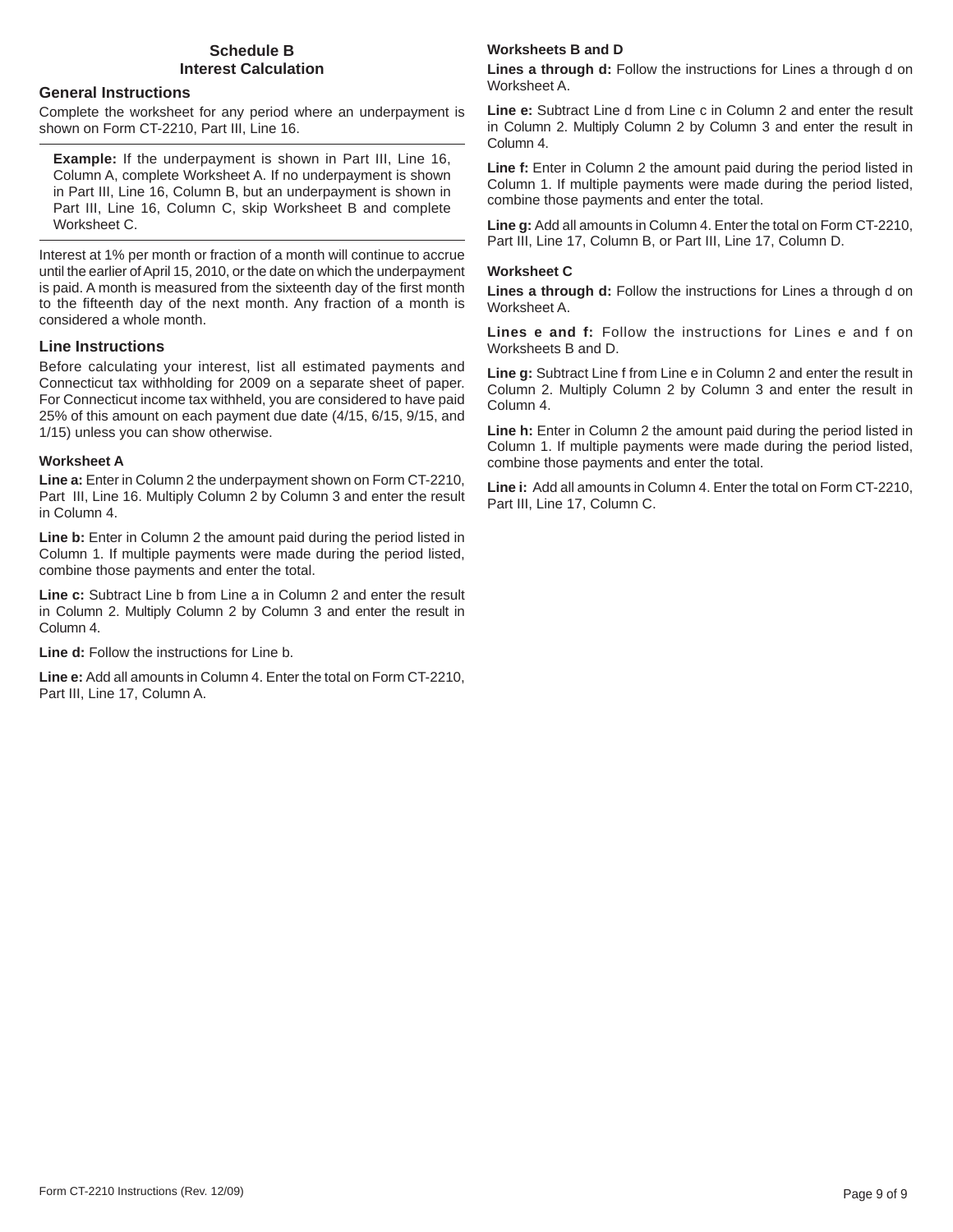## Schedule B
## Interest Calculation

### General Instructions

Complete the worksheet for any period where an underpayment is shown on Form CT-2210, Part III, Line 16.

**Example:** If the underpayment is shown in Part III, Line 16, Column A, complete Worksheet A. If no underpayment is shown in Part III, Line 16, Column B, but an underpayment is shown in Part III, Line 16, Column C, skip Worksheet B and complete Worksheet C.

Interest at 1% per month or fraction of a month will continue to accrue until the earlier of April 15, 2010, or the date on which the underpayment is paid. A month is measured from the sixteenth day of the first month to the fifteenth day of the next month. Any fraction of a month is considered a whole month.

### Line Instructions

Before calculating your interest, list all estimated payments and Connecticut tax withholding for 2009 on a separate sheet of paper. For Connecticut income tax withheld, you are considered to have paid 25% of this amount on each payment due date (4/15, 6/15, 9/15, and 1/15) unless you can show otherwise.

#### Worksheet A

**Line a:** Enter in Column 2 the underpayment shown on Form CT-2210, Part III, Line 16. Multiply Column 2 by Column 3 and enter the result in Column 4.

**Line b:** Enter in Column 2 the amount paid during the period listed in Column 1. If multiple payments were made during the period listed, combine those payments and enter the total.

**Line c:** Subtract Line b from Line a in Column 2 and enter the result in Column 2. Multiply Column 2 by Column 3 and enter the result in Column 4.

**Line d:** Follow the instructions for Line b.

**Line e:** Add all amounts in Column 4. Enter the total on Form CT-2210, Part III, Line 17, Column A.

#### Worksheets B and D

**Lines a through d:** Follow the instructions for Lines a through d on Worksheet A.

**Line e:** Subtract Line d from Line c in Column 2 and enter the result in Column 2. Multiply Column 2 by Column 3 and enter the result in Column 4.

**Line f:** Enter in Column 2 the amount paid during the period listed in Column 1. If multiple payments were made during the period listed, combine those payments and enter the total.

**Line g:** Add all amounts in Column 4. Enter the total on Form CT-2210, Part III, Line 17, Column B, or Part III, Line 17, Column D.

#### Worksheet C

**Lines a through d:** Follow the instructions for Lines a through d on Worksheet A.

**Lines e and f:** Follow the instructions for Lines e and f on Worksheets B and D.

**Line g:** Subtract Line f from Line e in Column 2 and enter the result in Column 2. Multiply Column 2 by Column 3 and enter the result in Column 4.

**Line h:** Enter in Column 2 the amount paid during the period listed in Column 1. If multiple payments were made during the period listed, combine those payments and enter the total.

**Line i:** Add all amounts in Column 4. Enter the total on Form CT-2210, Part III, Line 17, Column C.